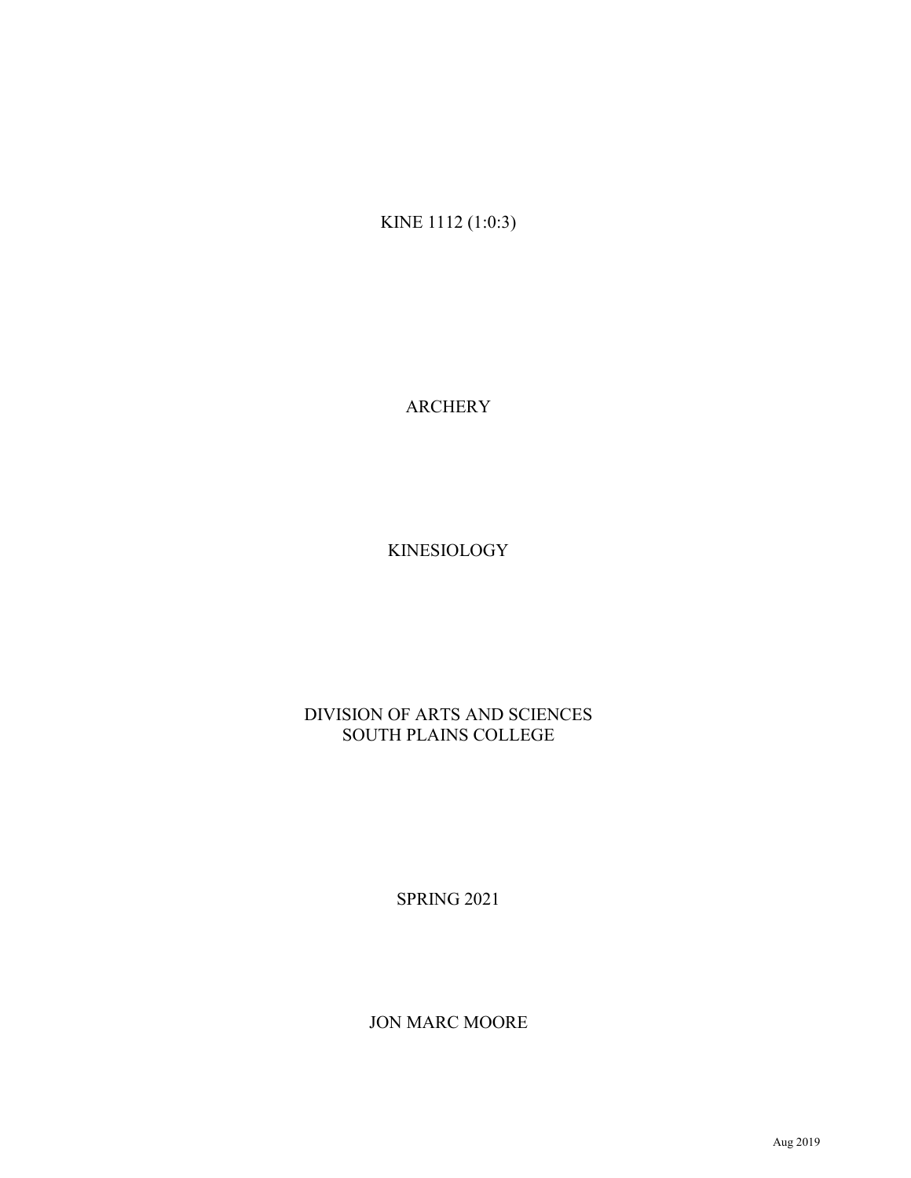KINE 1112 (1:0:3)

ARCHERY

KINESIOLOGY

DIVISION OF ARTS AND SCIENCES
SOUTH PLAINS COLLEGE

SPRING 2021

JON MARC MOORE

Aug 2019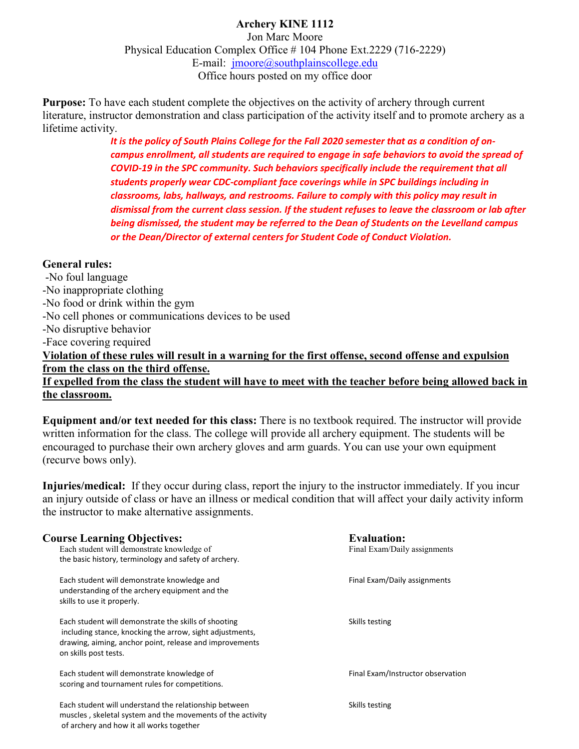**Archery KINE 1112**

Jon Marc Moore

Physical Education Complex Office # 104 Phone Ext.2229 (716-2229)

E-mail: [jmoore@southplainscollege.edu](mailto:jmoore@southplainscollege.edu)

Office hours posted on my office door

**Purpose:** To have each student complete the objectives on the activity of archery through current literature, instructor demonstration and class participation of the activity itself and to promote archery as a lifetime activity.

***It is the policy of South Plains College for the Fall 2020 semester that as a condition of on-campus enrollment, all students are required to engage in safe behaviors to avoid the spread of COVID-19 in the SPC community. Such behaviors specifically include the requirement that all students properly wear CDC-compliant face coverings while in SPC buildings including in classrooms, labs, hallways, and restrooms. Failure to comply with this policy may result in dismissal from the current class session. If the student refuses to leave the classroom or lab after being dismissed, the student may be referred to the Dean of Students on the Levelland campus or the Dean/Director of external centers for Student Code of Conduct Violation.***

**General rules:**

-No foul language
-No inappropriate clothing
-No food or drink within the gym
-No cell phones or communications devices to be used
-No disruptive behavior
-Face covering required

**Violation of these rules will result in a warning for the first offense, second offense and expulsion from the class on the third offense.**

**If expelled from the class the student will have to meet with the teacher before being allowed back in the classroom.**

**Equipment and/or text needed for this class:** There is no textbook required. The instructor will provide written information for the class. The college will provide all archery equipment. The students will be encouraged to purchase their own archery gloves and arm guards. You can use your own equipment (recurve bows only).

**Injuries/medical:** If they occur during class, report the injury to the instructor immediately. If you incur an injury outside of class or have an illness or medical condition that will affect your daily activity inform the instructor to make alternative assignments.

| **Course Learning Objectives:** | **Evaluation:** |
|---|---|
| Each student will demonstrate knowledge of the basic history, terminology and safety of archery. | Final Exam/Daily assignments |
| Each student will demonstrate knowledge and understanding of the archery equipment and the skills to use it properly. | Final Exam/Daily assignments |
| Each student will demonstrate the skills of shooting including stance, knocking the arrow, sight adjustments, drawing, aiming, anchor point, release and improvements on skills post tests. | Skills testing |
| Each student will demonstrate knowledge of scoring and tournament rules for competitions. | Final Exam/Instructor observation |
| Each student will understand the relationship between muscles , skeletal system and the movements of the activity of archery and how it all works together | Skills testing |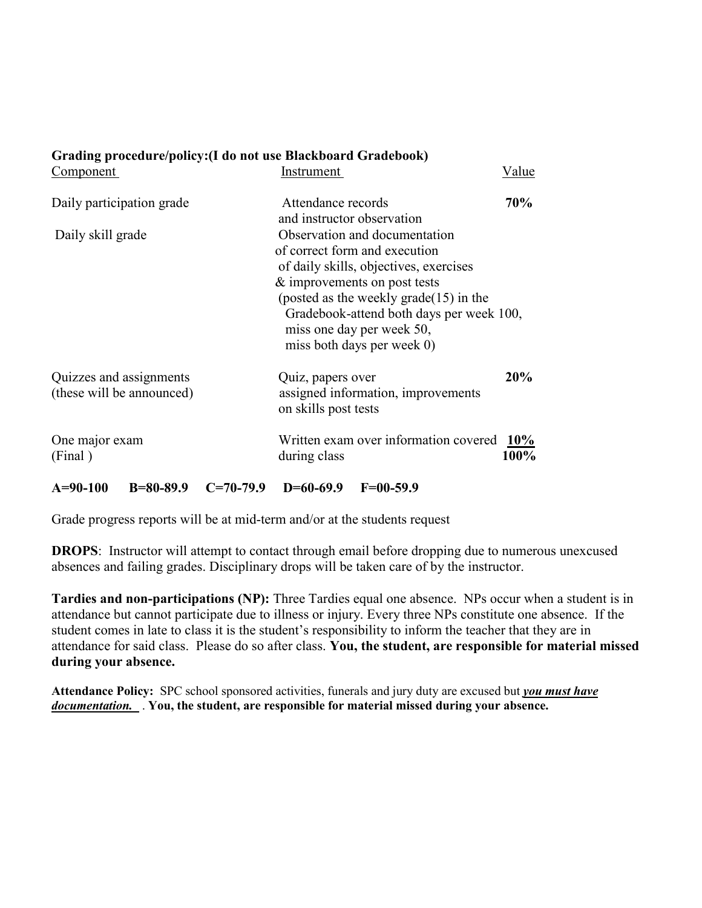**Grading procedure/policy:(I do not use Blackboard Gradebook)**

| Component | Instrument | Value |
|---|---|---|
| Daily participation grade | Attendance records and instructor observation | **70%** |
| Daily skill grade | Observation and documentation of correct form and execution of daily skills, objectives, exercises & improvements on post tests (posted as the weekly grade(15) in the Gradebook-attend both days per week 100, miss one day per week 50, miss both days per week 0) | |
| Quizzes and assignments (these will be announced) | Quiz, papers over assigned information, improvements on skills post tests | **20%** |
| One major exam (Final ) | Written exam over information covered during class | **10%** |
| | | **100%** |

**A=90-100  B=80-89.9  C=70-79.9  D=60-69.9  F=00-59.9**

Grade progress reports will be at mid-term and/or at the students request

**DROPS**: Instructor will attempt to contact through email before dropping due to numerous unexcused absences and failing grades. Disciplinary drops will be taken care of by the instructor.

**Tardies and non-participations (NP):** Three Tardies equal one absence. NPs occur when a student is in attendance but cannot participate due to illness or injury. Every three NPs constitute one absence. If the student comes in late to class it is the student's responsibility to inform the teacher that they are in attendance for said class. Please do so after class. **You, the student, are responsible for material missed during your absence.**

**Attendance Policy:** SPC school sponsored activities, funerals and jury duty are excused but ***you must have documentation.*** . **You, the student, are responsible for material missed during your absence.**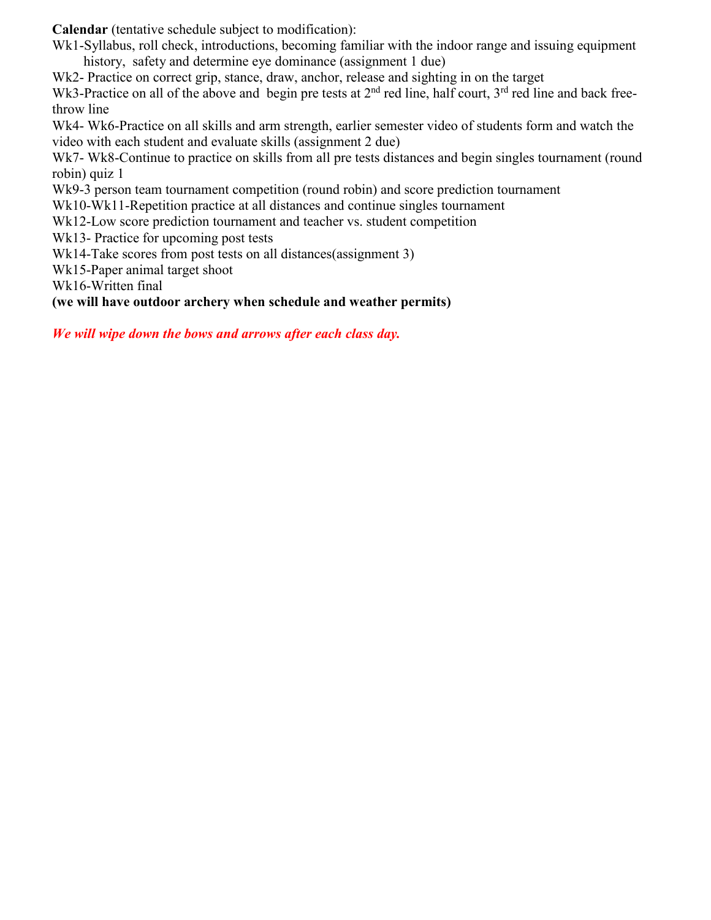**Calendar** (tentative schedule subject to modification):

Wk1-Syllabus, roll check, introductions, becoming familiar with the indoor range and issuing equipment history, safety and determine eye dominance (assignment 1 due)

Wk2- Practice on correct grip, stance, draw, anchor, release and sighting in on the target

Wk3-Practice on all of the above and begin pre tests at 2nd red line, half court, 3rd red line and back free-throw line

Wk4- Wk6-Practice on all skills and arm strength, earlier semester video of students form and watch the video with each student and evaluate skills (assignment 2 due)

Wk7- Wk8-Continue to practice on skills from all pre tests distances and begin singles tournament (round robin) quiz 1

Wk9-3 person team tournament competition (round robin) and score prediction tournament

Wk10-Wk11-Repetition practice at all distances and continue singles tournament

Wk12-Low score prediction tournament and teacher vs. student competition

Wk13- Practice for upcoming post tests

Wk14-Take scores from post tests on all distances(assignment 3)

Wk15-Paper animal target shoot

Wk16-Written final

**(we will have outdoor archery when schedule and weather permits)**

***We will wipe down the bows and arrows after each class day.***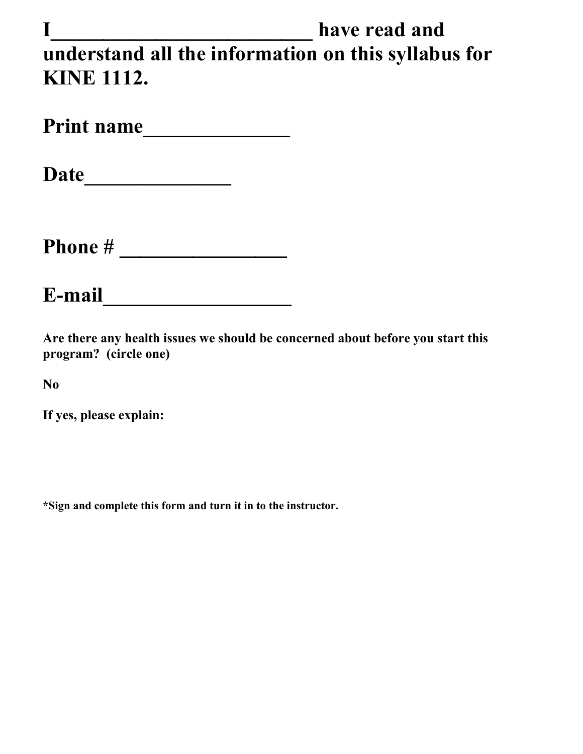**I_________________________ have read and understand all the information on this syllabus for KINE 1112.**

**Print name______________**

**Date______________**

**Phone # ________________**

**E-mail__________________**

**Are there any health issues we should be concerned about before you start this program? (circle one)**

**No**

**If yes, please explain:**

***Sign and complete this form and turn it in to the instructor.**